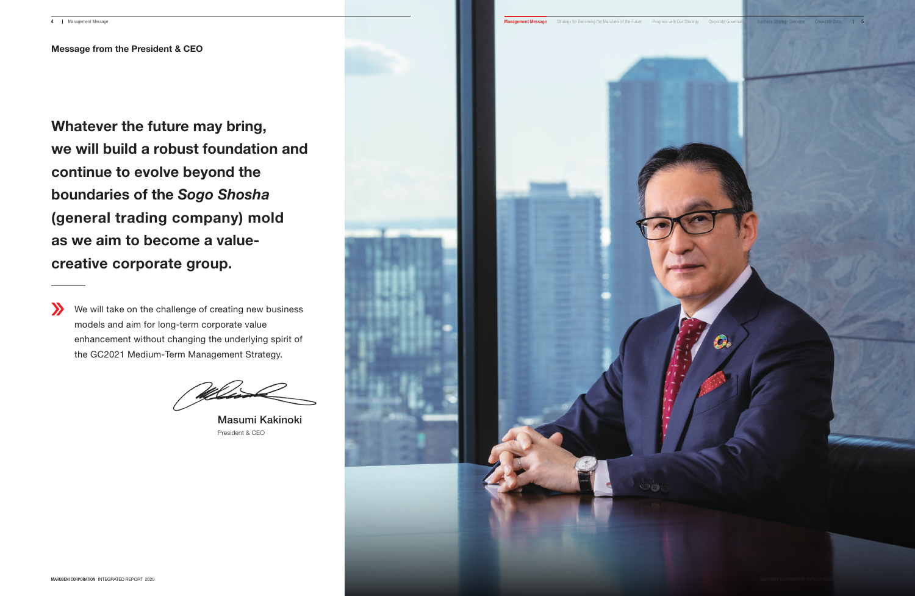**Message from the President & CEO**

# Whatever the future may bring, we will build a robust foundation and continue to evolve beyond the boundaries of the *Sogo Shosha* (general trading company) mold as we aim to become a value-creative corporate group.

» We will take on the challenge of creating new business models and aim for long-term corporate value enhancement without changing the underlying spirit of the GC2021 Medium-Term Management Strategy.

Masumi Kakinoki
President & CEO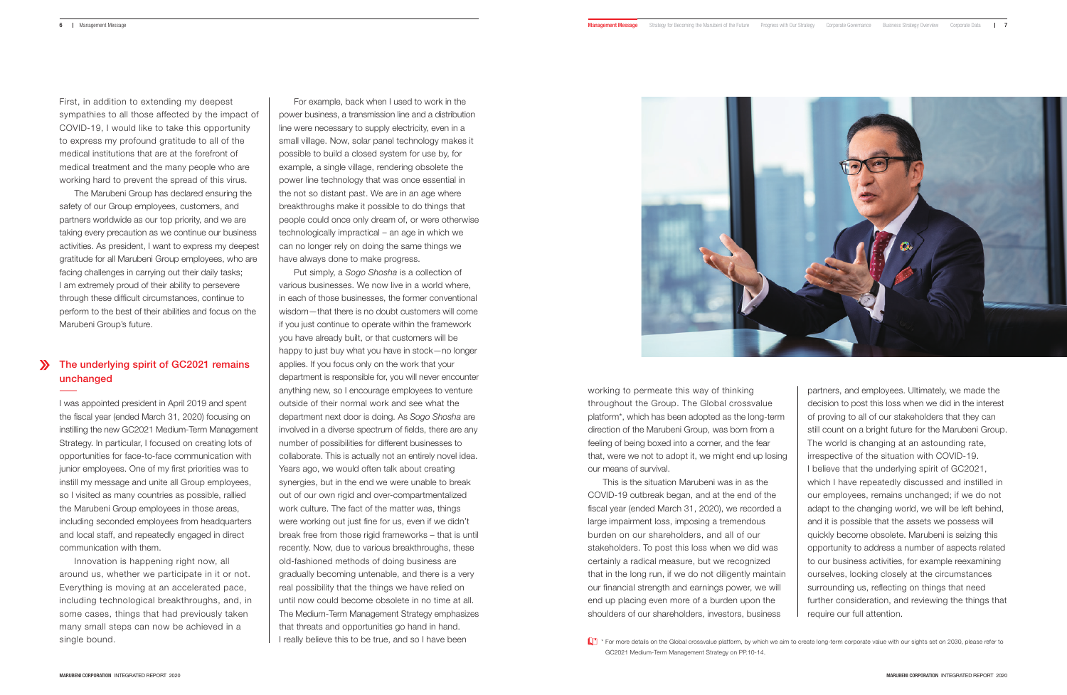First, in addition to extending my deepest sympathies to all those affected by the impact of COVID-19, I would like to take this opportunity to express my profound gratitude to all of the medical institutions that are at the forefront of medical treatment and the many people who are working hard to prevent the spread of this virus.

The Marubeni Group has declared ensuring the safety of our Group employees, customers, and partners worldwide as our top priority, and we are taking every precaution as we continue our business activities. As president, I want to express my deepest gratitude for all Marubeni Group employees, who are facing challenges in carrying out their daily tasks; I am extremely proud of their ability to persevere through these difficult circumstances, continue to perform to the best of their abilities and focus on the Marubeni Group's future.

## The underlying spirit of GC2021 remains unchanged

I was appointed president in April 2019 and spent the fiscal year (ended March 31, 2020) focusing on instilling the new GC2021 Medium-Term Management Strategy. In particular, I focused on creating lots of opportunities for face-to-face communication with junior employees. One of my first priorities was to instill my message and unite all Group employees, so I visited as many countries as possible, rallied the Marubeni Group employees in those areas, including seconded employees from headquarters and local staff, and repeatedly engaged in direct communication with them.

Innovation is happening right now, all around us, whether we participate in it or not. Everything is moving at an accelerated pace, including technological breakthroughs, and, in some cases, things that had previously taken many small steps can now be achieved in a single bound.

For example, back when I used to work in the power business, a transmission line and a distribution line were necessary to supply electricity, even in a small village. Now, solar panel technology makes it possible to build a closed system for use by, for example, a single village, rendering obsolete the power line technology that was once essential in the not so distant past. We are in an age where breakthroughs make it possible to do things that people could once only dream of, or were otherwise technologically impractical – an age in which we can no longer rely on doing the same things we have always done to make progress.

Put simply, a *Sogo Shosha* is a collection of various businesses. We now live in a world where, in each of those businesses, the former conventional wisdom—that there is no doubt customers will come if you just continue to operate within the framework you have already built, or that customers will be happy to just buy what you have in stock—no longer applies. If you focus only on the work that your department is responsible for, you will never encounter anything new, so I encourage employees to venture outside of their normal work and see what the department next door is doing. As *Sogo Shosha* are involved in a diverse spectrum of fields, there are any number of possibilities for different businesses to collaborate. This is actually not an entirely novel idea. Years ago, we would often talk about creating synergies, but in the end we were unable to break out of our own rigid and over-compartmentalized work culture. The fact of the matter was, things were working out just fine for us, even if we didn't break free from those rigid frameworks – that is until recently. Now, due to various breakthroughs, these old-fashioned methods of doing business are gradually becoming untenable, and there is a very real possibility that the things we have relied on until now could become obsolete in no time at all. The Medium-Term Management Strategy emphasizes that threats and opportunities go hand in hand. I really believe this to be true, and so I have been working to permeate this way of thinking throughout the Group. The Global crossvalue platform*, which has been adopted as the long-term direction of the Marubeni Group, was born from a feeling of being boxed into a corner, and the fear that, were we not to adopt it, we might end up losing our means of survival.

This is the situation Marubeni was in as the COVID-19 outbreak began, and at the end of the fiscal year (ended March 31, 2020), we recorded a large impairment loss, imposing a tremendous burden on our shareholders, and all of our stakeholders. To post this loss when we did was certainly a radical measure, but we recognized that in the long run, if we do not diligently maintain our financial strength and earnings power, we will end up placing even more of a burden upon the shoulders of our shareholders, investors, business partners, and employees. Ultimately, we made the decision to post this loss when we did in the interest of proving to all of our stakeholders that they can still count on a bright future for the Marubeni Group. The world is changing at an astounding rate, irrespective of the situation with COVID-19. I believe that the underlying spirit of GC2021, which I have repeatedly discussed and instilled in our employees, remains unchanged; if we do not adapt to the changing world, we will be left behind, and it is possible that the assets we possess will quickly become obsolete. Marubeni is seizing this opportunity to address a number of aspects related to our business activities, for example reexamining ourselves, looking closely at the circumstances surrounding us, reflecting on things that need further consideration, and reviewing the things that require our full attention.

\* For more details on the Global crossvalue platform, by which we aim to create long-term corporate value with our sights set on 2030, please refer to GC2021 Medium-Term Management Strategy on PP.10-14.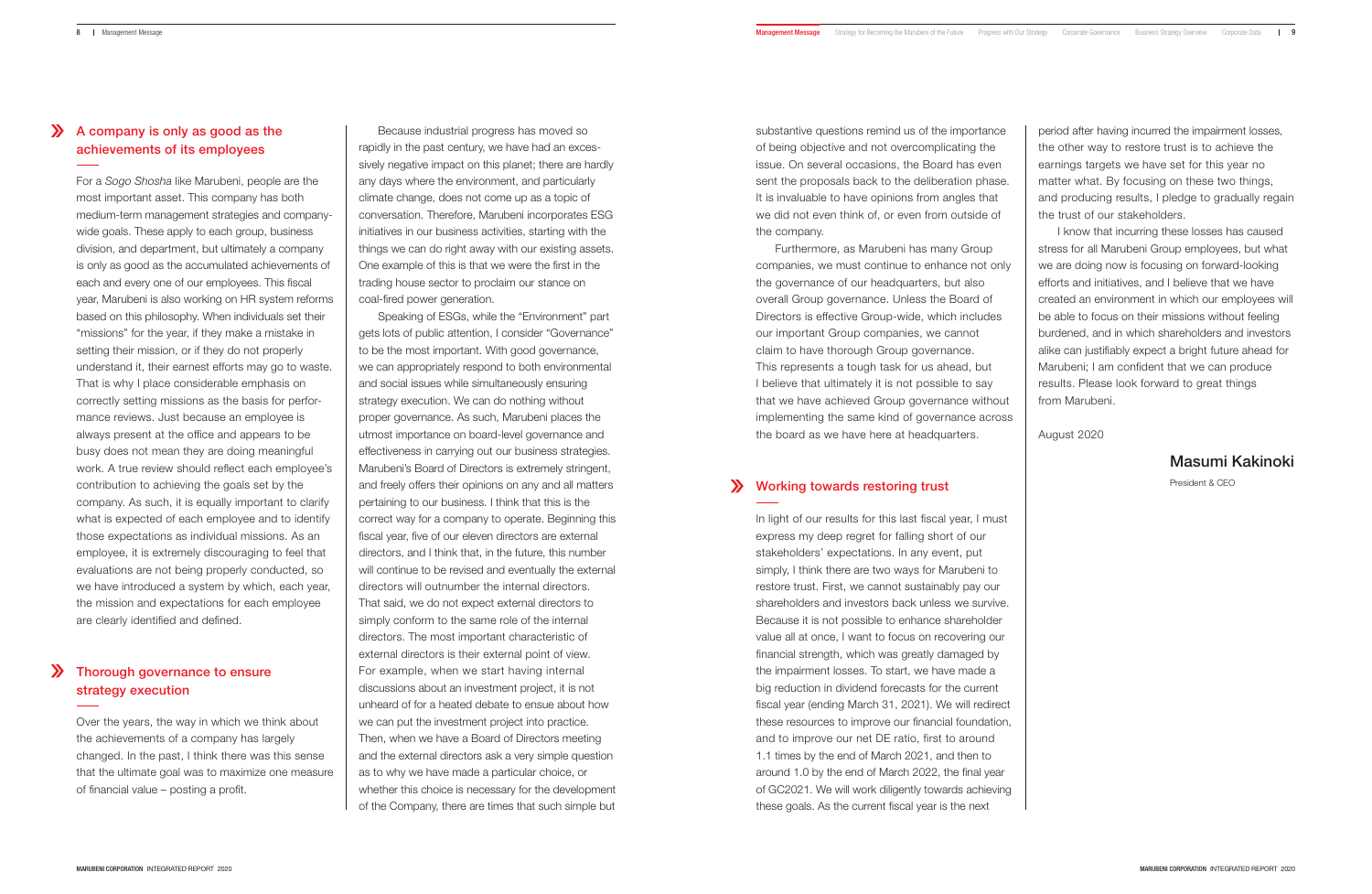## A company is only as good as the achievements of its employees

For a *Sogo Shosha* like Marubeni, people are the most important asset. This company has both medium-term management strategies and company-wide goals. These apply to each group, business division, and department, but ultimately a company is only as good as the accumulated achievements of each and every one of our employees. This fiscal year, Marubeni is also working on HR system reforms based on this philosophy. When individuals set their "missions" for the year, if they make a mistake in setting their mission, or if they do not properly understand it, their earnest efforts may go to waste. That is why I place considerable emphasis on correctly setting missions as the basis for performance reviews. Just because an employee is always present at the office and appears to be busy does not mean they are doing meaningful work. A true review should reflect each employee's contribution to achieving the goals set by the company. As such, it is equally important to clarify what is expected of each employee and to identify those expectations as individual missions. As an employee, it is extremely discouraging to feel that evaluations are not being properly conducted, so we have introduced a system by which, each year, the mission and expectations for each employee are clearly identified and defined.

## Thorough governance to ensure strategy execution

Over the years, the way in which we think about the achievements of a company has largely changed. In the past, I think there was this sense that the ultimate goal was to maximize one measure of financial value – posting a profit.

Because industrial progress has moved so rapidly in the past century, we have had an excessively negative impact on this planet; there are hardly any days where the environment, and particularly climate change, does not come up as a topic of conversation. Therefore, Marubeni incorporates ESG initiatives in our business activities, starting with the things we can do right away with our existing assets. One example of this is that we were the first in the trading house sector to proclaim our stance on coal-fired power generation.

Speaking of ESGs, while the "Environment" part gets lots of public attention, I consider "Governance" to be the most important. With good governance, we can appropriately respond to both environmental and social issues while simultaneously ensuring strategy execution. We can do nothing without proper governance. As such, Marubeni places the utmost importance on board-level governance and effectiveness in carrying out our business strategies. Marubeni's Board of Directors is extremely stringent, and freely offers their opinions on any and all matters pertaining to our business. I think that this is the correct way for a company to operate. Beginning this fiscal year, five of our eleven directors are external directors, and I think that, in the future, this number will continue to be revised and eventually the external directors will outnumber the internal directors. That said, we do not expect external directors to simply conform to the same role of the internal directors. The most important characteristic of external directors is their external point of view. For example, when we start having internal discussions about an investment project, it is not unheard of for a heated debate to ensue about how we can put the investment project into practice. Then, when we have a Board of Directors meeting and the external directors ask a very simple question as to why we have made a particular choice, or whether this choice is necessary for the development of the Company, there are times that such simple but substantive questions remind us of the importance of being objective and not overcomplicating the issue. On several occasions, the Board has even sent the proposals back to the deliberation phase. It is invaluable to have opinions from angles that we did not even think of, or even from outside of the company.

Furthermore, as Marubeni has many Group companies, we must continue to enhance not only the governance of our headquarters, but also overall Group governance. Unless the Board of Directors is effective Group-wide, which includes our important Group companies, we cannot claim to have thorough Group governance. This represents a tough task for us ahead, but I believe that ultimately it is not possible to say that we have achieved Group governance without implementing the same kind of governance across the board as we have here at headquarters.

## Working towards restoring trust

In light of our results for this last fiscal year, I must express my deep regret for falling short of our stakeholders' expectations. In any event, put simply, I think there are two ways for Marubeni to restore trust. First, we cannot sustainably pay our shareholders and investors back unless we survive. Because it is not possible to enhance shareholder value all at once, I want to focus on recovering our financial strength, which was greatly damaged by the impairment losses. To start, we have made a big reduction in dividend forecasts for the current fiscal year (ending March 31, 2021). We will redirect these resources to improve our financial foundation, and to improve our net DE ratio, first to around 1.1 times by the end of March 2021, and then to around 1.0 by the end of March 2022, the final year of GC2021. We will work diligently towards achieving these goals. As the current fiscal year is the next period after having incurred the impairment losses, the other way to restore trust is to achieve the earnings targets we have set for this year no matter what. By focusing on these two things, and producing results, I pledge to gradually regain the trust of our stakeholders.

I know that incurring these losses has caused stress for all Marubeni Group employees, but what we are doing now is focusing on forward-looking efforts and initiatives, and I believe that we have created an environment in which our employees will be able to focus on their missions without feeling burdened, and in which shareholders and investors alike can justifiably expect a bright future ahead for Marubeni; I am confident that we can produce results. Please look forward to great things from Marubeni.

August 2020

**Masumi Kakinoki**
President & CEO